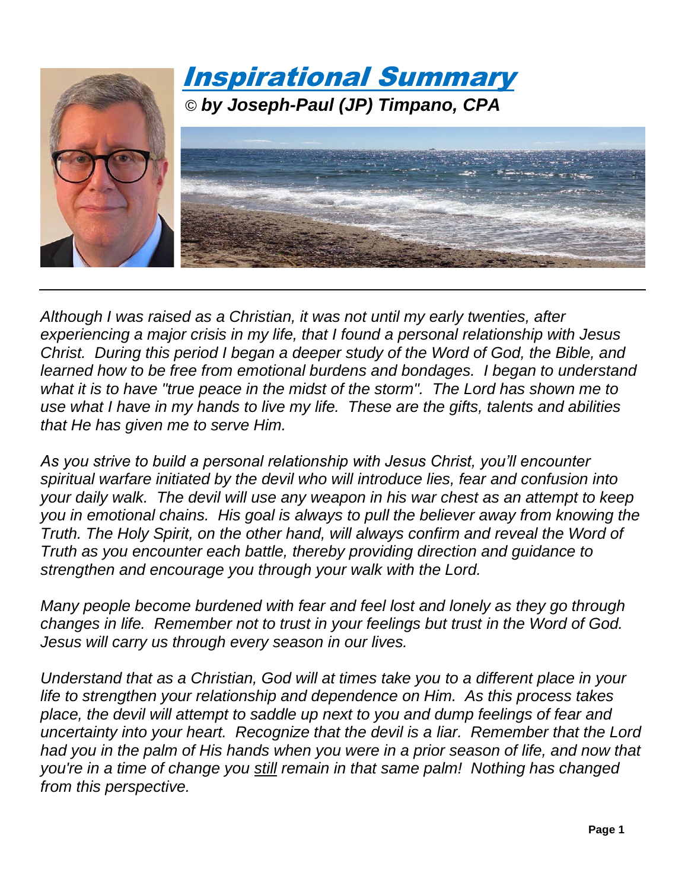# Inspirational Summary

*© by Joseph-Paul (JP) Timpano, CPA*

---

*Although I was raised as a Christian, it was not until my early twenties, after experiencing a major crisis in my life, that I found a personal relationship with Jesus Christ. During this period I began a deeper study of the Word of God, the Bible, and learned how to be free from emotional burdens and bondages. I began to understand what it is to have "true peace in the midst of the storm". The Lord has shown me to use what I have in my hands to live my life. These are the gifts, talents and abilities that He has given me to serve Him.*

*As you strive to build a personal relationship with Jesus Christ, you'll encounter spiritual warfare initiated by the devil who will introduce lies, fear and confusion into your daily walk. The devil will use any weapon in his war chest as an attempt to keep you in emotional chains. His goal is always to pull the believer away from knowing the Truth. The Holy Spirit, on the other hand, will always confirm and reveal the Word of Truth as you encounter each battle, thereby providing direction and guidance to strengthen and encourage you through your walk with the Lord.*

*Many people become burdened with fear and feel lost and lonely as they go through changes in life. Remember not to trust in your feelings but trust in the Word of God. Jesus will carry us through every season in our lives.*

*Understand that as a Christian, God will at times take you to a different place in your life to strengthen your relationship and dependence on Him. As this process takes place, the devil will attempt to saddle up next to you and dump feelings of fear and uncertainty into your heart. Recognize that the devil is a liar. Remember that the Lord had you in the palm of His hands when you were in a prior season of life, and now that you're in a time of change you <u>still</u> remain in that same palm! Nothing has changed from this perspective.*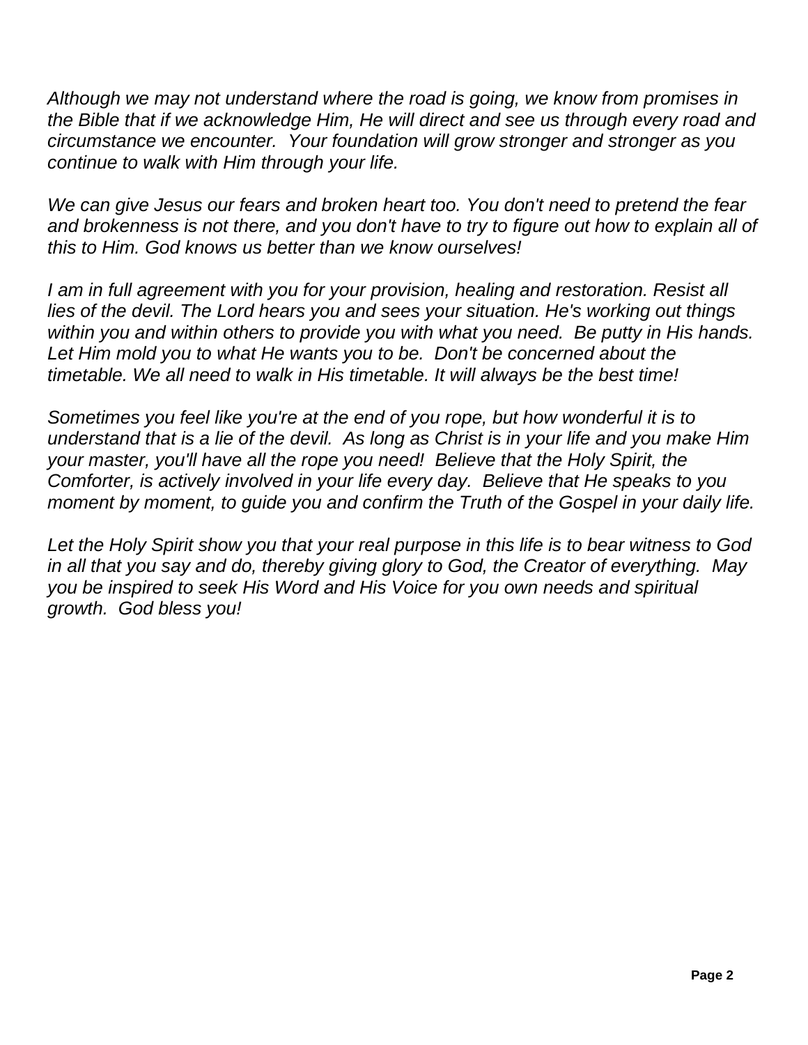*Although we may not understand where the road is going, we know from promises in the Bible that if we acknowledge Him, He will direct and see us through every road and circumstance we encounter.  Your foundation will grow stronger and stronger as you continue to walk with Him through your life.*

*We can give Jesus our fears and broken heart too. You don't need to pretend the fear and brokenness is not there, and you don't have to try to figure out how to explain all of this to Him. God knows us better than we know ourselves!*

*I am in full agreement with you for your provision, healing and restoration. Resist all lies of the devil. The Lord hears you and sees your situation. He's working out things within you and within others to provide you with what you need.  Be putty in His hands. Let Him mold you to what He wants you to be.  Don't be concerned about the timetable. We all need to walk in His timetable. It will always be the best time!*

*Sometimes you feel like you're at the end of you rope, but how wonderful it is to understand that is a lie of the devil.  As long as Christ is in your life and you make Him your master, you'll have all the rope you need!  Believe that the Holy Spirit, the Comforter, is actively involved in your life every day.  Believe that He speaks to you moment by moment, to guide you and confirm the Truth of the Gospel in your daily life.*

*Let the Holy Spirit show you that your real purpose in this life is to bear witness to God in all that you say and do, thereby giving glory to God, the Creator of everything.  May you be inspired to seek His Word and His Voice for you own needs and spiritual growth.  God bless you!*